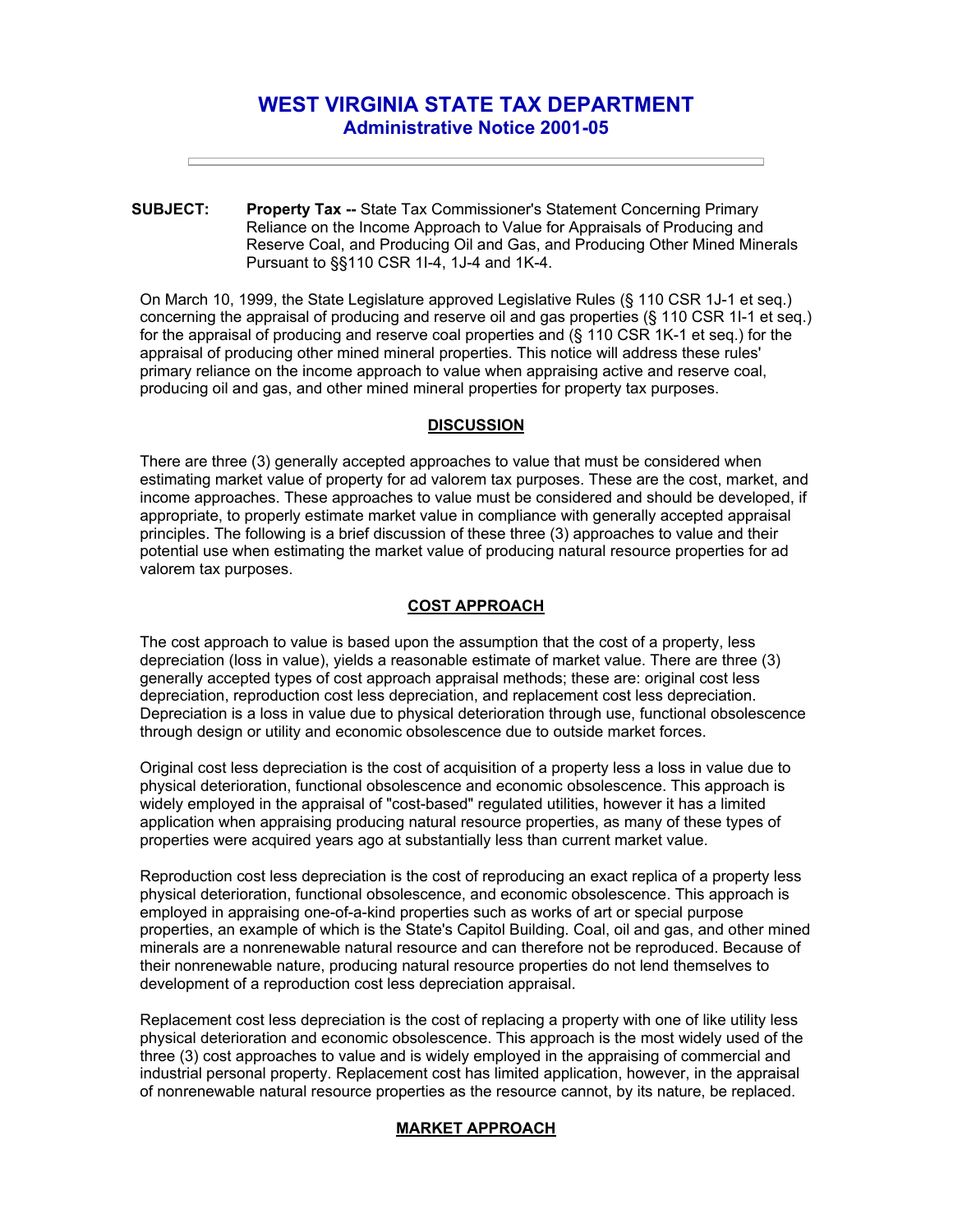# WEST VIRGINIA STATE TAX DEPARTMENT

## Administrative Notice 2001-05

**SUBJECT:** **Property Tax --** State Tax Commissioner's Statement Concerning Primary Reliance on the Income Approach to Value for Appraisals of Producing and Reserve Coal, and Producing Oil and Gas, and Producing Other Mined Minerals Pursuant to §§110 CSR 1I-4, 1J-4 and 1K-4.

On March 10, 1999, the State Legislature approved Legislative Rules (§ 110 CSR 1J-1 et seq.) concerning the appraisal of producing and reserve oil and gas properties (§ 110 CSR 1I-1 et seq.) for the appraisal of producing and reserve coal properties and (§ 110 CSR 1K-1 et seq.) for the appraisal of producing other mined mineral properties. This notice will address these rules' primary reliance on the income approach to value when appraising active and reserve coal, producing oil and gas, and other mineral properties for property tax purposes.

### DISCUSSION

There are three (3) generally accepted approaches to value that must be considered when estimating market value of property for ad valorem tax purposes. These are the cost, market, and income approaches. These approaches to value must be considered and should be developed, if appropriate, to properly estimate market value in compliance with generally accepted appraisal principles. The following is a brief discussion of these three (3) approaches to value and their potential use when estimating the market value of producing natural resource properties for ad valorem tax purposes.

### COST APPROACH

The cost approach to value is based upon the assumption that the cost of a property, less depreciation (loss in value), yields a reasonable estimate of market value. There are three (3) generally accepted types of cost approach appraisal methods; these are: original cost less depreciation, reproduction cost less depreciation, and replacement cost less depreciation. Depreciation is a loss in value due to physical deterioration through use, functional obsolescence through design or utility and economic obsolescence due to outside market forces.

Original cost less depreciation is the cost of acquisition of a property less a loss in value due to physical deterioration, functional obsolescence and economic obsolescence. This approach is widely employed in the appraisal of "cost-based" regulated utilities, however it has a limited application when appraising producing natural resource properties, as many of these types of properties were acquired years ago at substantially less than current market value.

Reproduction cost less depreciation is the cost of reproducing an exact replica of a property less physical deterioration, functional obsolescence, and economic obsolescence. This approach is employed in appraising one-of-a-kind properties such as works of art or special purpose properties, an example of which is the State's Capitol Building. Coal, oil and gas, and other mined minerals are a nonrenewable natural resource and can therefore not be reproduced. Because of their nonrenewable nature, producing natural resource properties do not lend themselves to development of a reproduction cost less depreciation appraisal.

Replacement cost less depreciation is the cost of replacing a property with one of like utility less physical deterioration and economic obsolescence. This approach is the most widely used of the three (3) cost approaches to value and is widely employed in the appraising of commercial and industrial personal property. Replacement cost has limited application, however, in the appraisal of nonrenewable natural resource properties as the resource cannot, by its nature, be replaced.

### MARKET APPROACH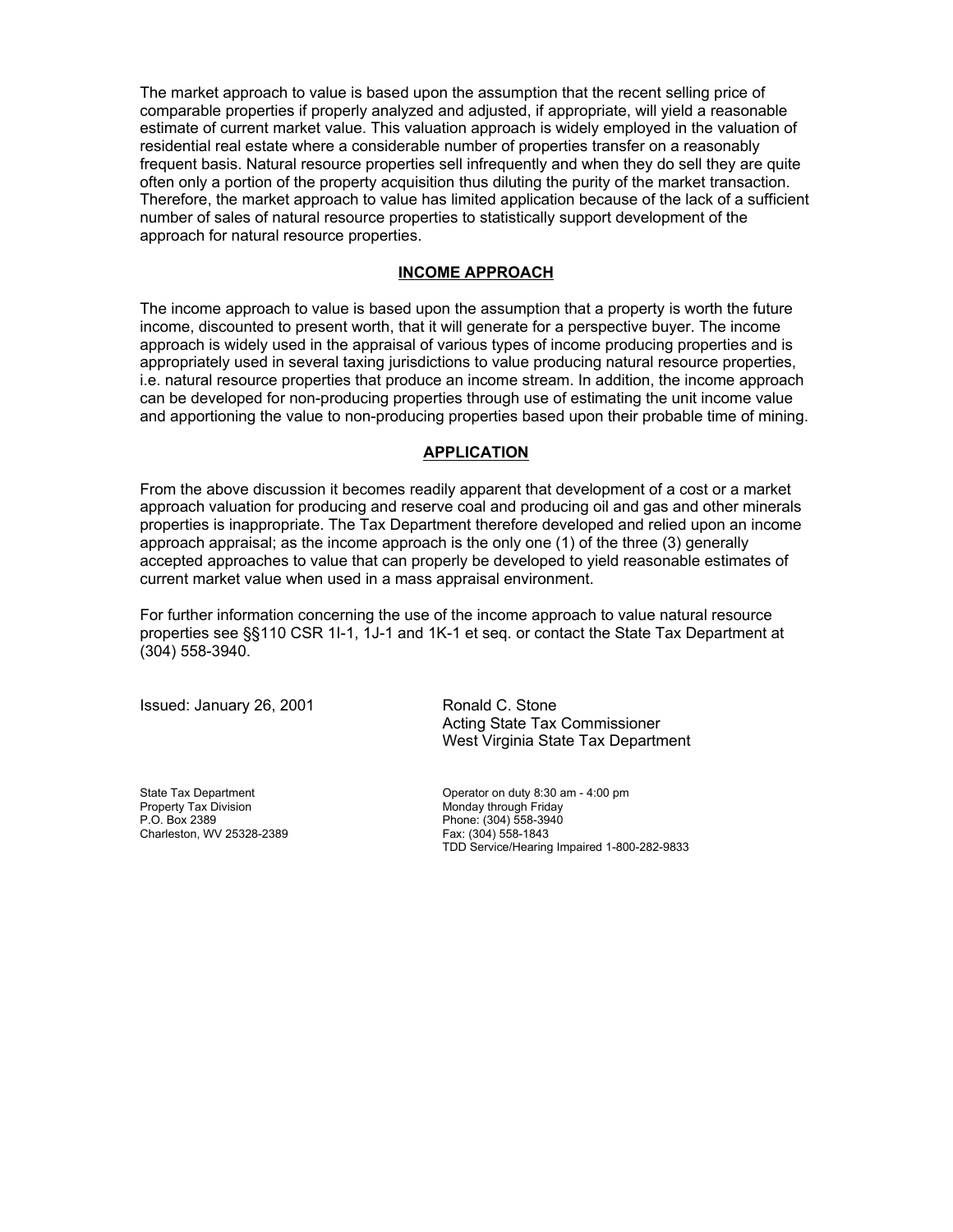The market approach to value is based upon the assumption that the recent selling price of comparable properties if properly analyzed and adjusted, if appropriate, will yield a reasonable estimate of current market value. This valuation approach is widely employed in the valuation of residential real estate where a considerable number of properties transfer on a reasonably frequent basis. Natural resource properties sell infrequently and when they do sell they are quite often only a portion of the property acquisition thus diluting the purity of the market transaction. Therefore, the market approach to value has limited application because of the lack of a sufficient number of sales of natural resource properties to statistically support development of the approach for natural resource properties.

## INCOME APPROACH

The income approach to value is based upon the assumption that a property is worth the future income, discounted to present worth, that it will generate for a perspective buyer. The income approach is widely used in the appraisal of various types of income producing properties and is appropriately used in several taxing jurisdictions to value producing natural resource properties, i.e. natural resource properties that produce an income stream. In addition, the income approach can be developed for non-producing properties through use of estimating the unit income value and apportioning the value to non-producing properties based upon their probable time of mining.

## APPLICATION

From the above discussion it becomes readily apparent that development of a cost or a market approach valuation for producing and reserve coal and producing oil and gas and other minerals properties is inappropriate. The Tax Department therefore developed and relied upon an income approach appraisal; as the income approach is the only one (1) of the three (3) generally accepted approaches to value that can properly be developed to yield reasonable estimates of current market value when used in a mass appraisal environment.

For further information concerning the use of the income approach to value natural resource properties see §§110 CSR 1I-1, 1J-1 and 1K-1 et seq. or contact the State Tax Department at (304) 558-3940.

Issued: January 26, 2001

Ronald C. Stone
Acting State Tax Commissioner
West Virginia State Tax Department

State Tax Department
Property Tax Division
P.O. Box 2389
Charleston, WV 25328-2389

Operator on duty 8:30 am - 4:00 pm
Monday through Friday
Phone: (304) 558-3940
Fax: (304) 558-1843
TDD Service/Hearing Impaired 1-800-282-9833